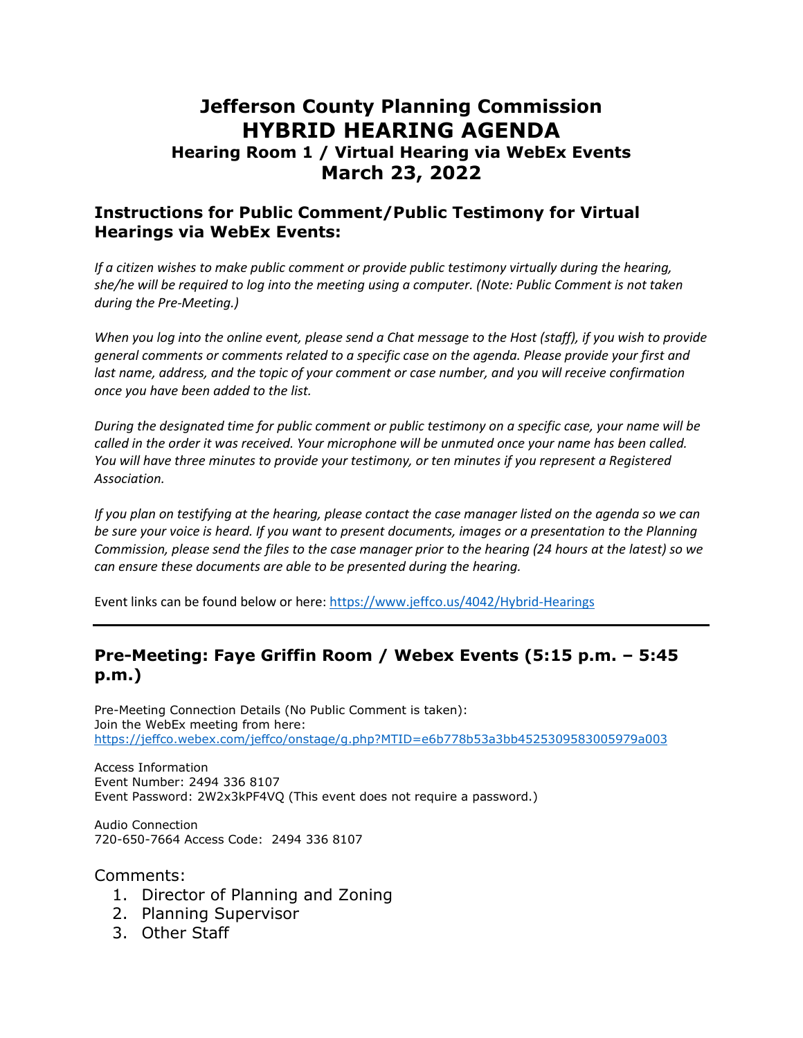# Jefferson County Planning Commission
# HYBRID HEARING AGENDA
### Hearing Room 1 / Virtual Hearing via WebEx Events
## March 23, 2022

## Instructions for Public Comment/Public Testimony for Virtual Hearings via WebEx Events:

*If a citizen wishes to make public comment or provide public testimony virtually during the hearing, she/he will be required to log into the meeting using a computer. (Note: Public Comment is not taken during the Pre-Meeting.)*

*When you log into the online event, please send a Chat message to the Host (staff), if you wish to provide general comments or comments related to a specific case on the agenda. Please provide your first and last name, address, and the topic of your comment or case number, and you will receive confirmation once you have been added to the list.*

*During the designated time for public comment or public testimony on a specific case, your name will be called in the order it was received. Your microphone will be unmuted once your name has been called. You will have three minutes to provide your testimony, or ten minutes if you represent a Registered Association.*

*If you plan on testifying at the hearing, please contact the case manager listed on the agenda so we can be sure your voice is heard. If you want to present documents, images or a presentation to the Planning Commission, please send the files to the case manager prior to the hearing (24 hours at the latest) so we can ensure these documents are able to be presented during the hearing.*

Event links can be found below or here: https://www.jeffco.us/4042/Hybrid-Hearings

---

## Pre-Meeting: Faye Griffin Room / Webex Events (5:15 p.m. – 5:45 p.m.)

Pre-Meeting Connection Details (No Public Comment is taken):
Join the WebEx meeting from here:
https://jeffco.webex.com/jeffco/onstage/g.php?MTID=e6b778b53a3bb4525309583005979a003

Access Information
Event Number: 2494 336 8107
Event Password: 2W2x3kPF4VQ (This event does not require a password.)

Audio Connection
720-650-7664 Access Code: 2494 336 8107

Comments:

1. Director of Planning and Zoning
2. Planning Supervisor
3. Other Staff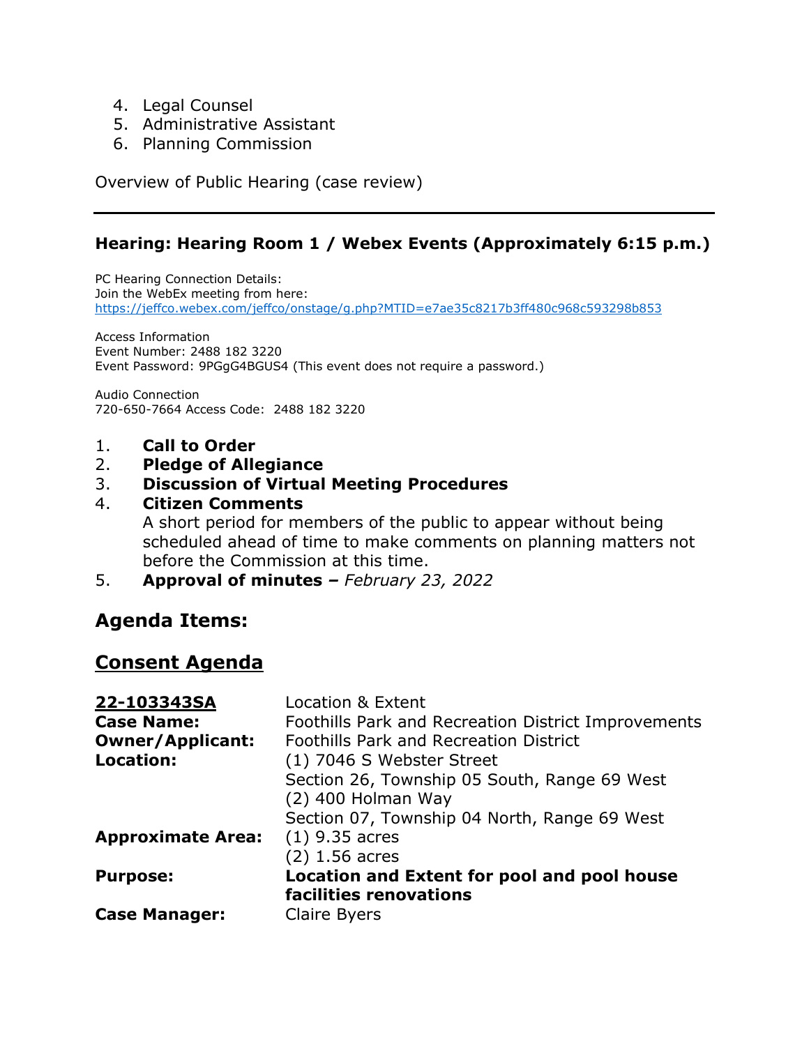4. Legal Counsel
5. Administrative Assistant
6. Planning Commission

Overview of Public Hearing (case review)

---

### Hearing: Hearing Room 1 / Webex Events (Approximately 6:15 p.m.)

PC Hearing Connection Details:
Join the WebEx meeting from here:
https://jeffco.webex.com/jeffco/onstage/g.php?MTID=e7ae35c8217b3ff480c968c593298b853

Access Information
Event Number: 2488 182 3220
Event Password: 9PGgG4BGUS4 (This event does not require a password.)

Audio Connection
720-650-7664 Access Code: 2488 182 3220

1. **Call to Order**
2. **Pledge of Allegiance**
3. **Discussion of Virtual Meeting Procedures**
4. **Citizen Comments**
   A short period for members of the public to appear without being scheduled ahead of time to make comments on planning matters not before the Commission at this time.
5. **Approval of minutes –** *February 23, 2022*

## Agenda Items:

## Consent Agenda

| **22-103343SA** | Location & Extent |
|---|---|
| **Case Name:** | Foothills Park and Recreation District Improvements |
| **Owner/Applicant:** | Foothills Park and Recreation District |
| **Location:** | (1) 7046 S Webster Street<br>Section 26, Township 05 South, Range 69 West<br>(2) 400 Holman Way<br>Section 07, Township 04 North, Range 69 West |
| **Approximate Area:** | (1) 9.35 acres<br>(2) 1.56 acres |
| **Purpose:** | **Location and Extent for pool and pool house facilities renovations** |
| **Case Manager:** | Claire Byers |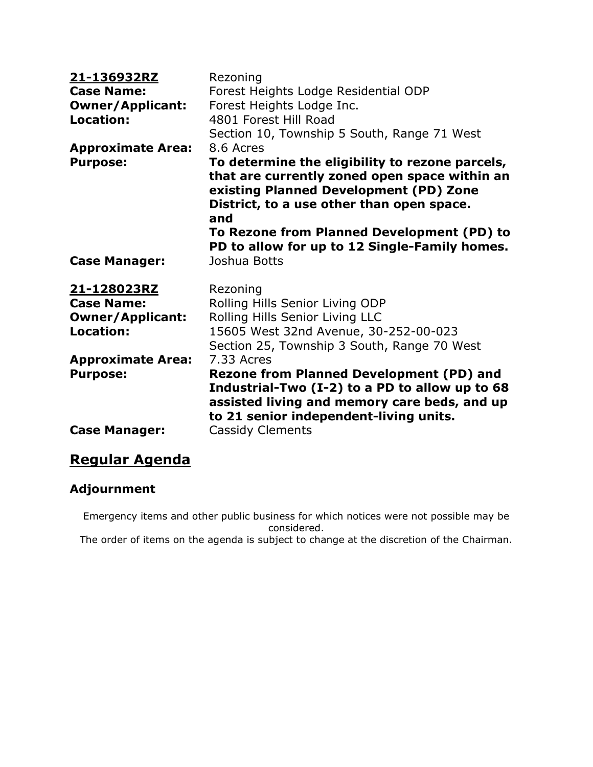**<u>21-136932RZ</u>** Rezoning

**Case Name:** Forest Heights Lodge Residential ODP

**Owner/Applicant:** Forest Heights Lodge Inc.

**Location:** 4801 Forest Hill Road
Section 10, Township 5 South, Range 71 West

**Approximate Area:** 8.6 Acres

**Purpose:** **To determine the eligibility to rezone parcels, that are currently zoned open space within an existing Planned Development (PD) Zone District, to a use other than open space.
and
To Rezone from Planned Development (PD) to PD to allow for up to 12 Single-Family homes.**

**Case Manager:** Joshua Botts

**<u>21-128023RZ</u>** Rezoning

**Case Name:** Rolling Hills Senior Living ODP

**Owner/Applicant:** Rolling Hills Senior Living LLC

**Location:** 15605 West 32nd Avenue, 30-252-00-023
Section 25, Township 3 South, Range 70 West

**Approximate Area:** 7.33 Acres

**Purpose:** **Rezone from Planned Development (PD) and Industrial-Two (I-2) to a PD to allow up to 68 assisted living and memory care beds, and up to 21 senior independent-living units.**

**Case Manager:** Cassidy Clements

## <u>Regular Agenda</u>

### Adjournment

Emergency items and other public business for which notices were not possible may be considered.
The order of items on the agenda is subject to change at the discretion of the Chairman.